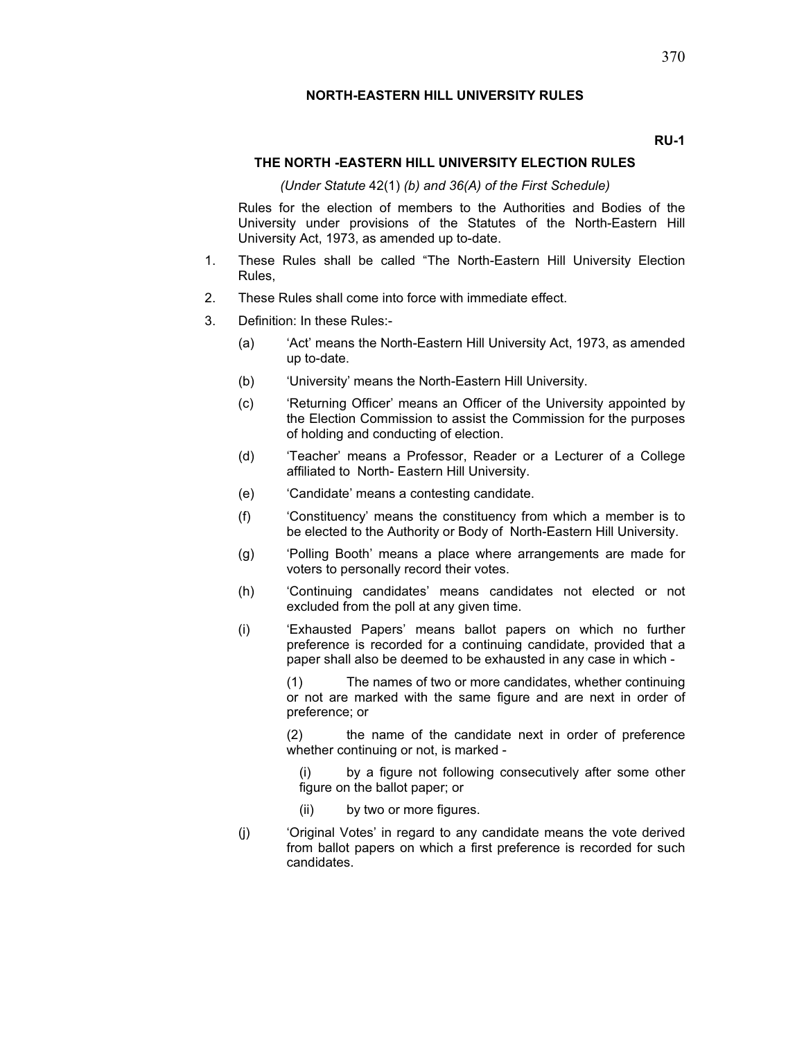# NORTH-EASTERN HILL UNIVERSITY RULES

**RU-1**

## THE NORTH -EASTERN HILL UNIVERSITY ELECTION RULES

*(Under Statute* 42(1) *(b) and 36(A) of the First Schedule)*

Rules for the election of members to the Authorities and Bodies of the University under provisions of the Statutes of the North-Eastern Hill University Act, 1973, as amended up to-date.

1. These Rules shall be called "The North-Eastern Hill University Election Rules,

2. These Rules shall come into force with immediate effect.

3. Definition: In these Rules:-

   (a) 'Act' means the North-Eastern Hill University Act, 1973, as amended up to-date.

   (b) 'University' means the North-Eastern Hill University.

   (c) 'Returning Officer' means an Officer of the University appointed by the Election Commission to assist the Commission for the purposes of holding and conducting of election.

   (d) 'Teacher' means a Professor, Reader or a Lecturer of a College affiliated to North- Eastern Hill University.

   (e) 'Candidate' means a contesting candidate.

   (f) 'Constituency' means the constituency from which a member is to be elected to the Authority or Body of North-Eastern Hill University.

   (g) 'Polling Booth' means a place where arrangements are made for voters to personally record their votes.

   (h) 'Continuing candidates' means candidates not elected or not excluded from the poll at any given time.

   (i) 'Exhausted Papers' means ballot papers on which no further preference is recorded for a continuing candidate, provided that a paper shall also be deemed to be exhausted in any case in which -

      (1) The names of two or more candidates, whether continuing or not are marked with the same figure and are next in order of preference; or

      (2) the name of the candidate next in order of preference whether continuing or not, is marked -

         (i) by a figure not following consecutively after some other figure on the ballot paper; or

         (ii) by two or more figures.

   (j) 'Original Votes' in regard to any candidate means the vote derived from ballot papers on which a first preference is recorded for such candidates.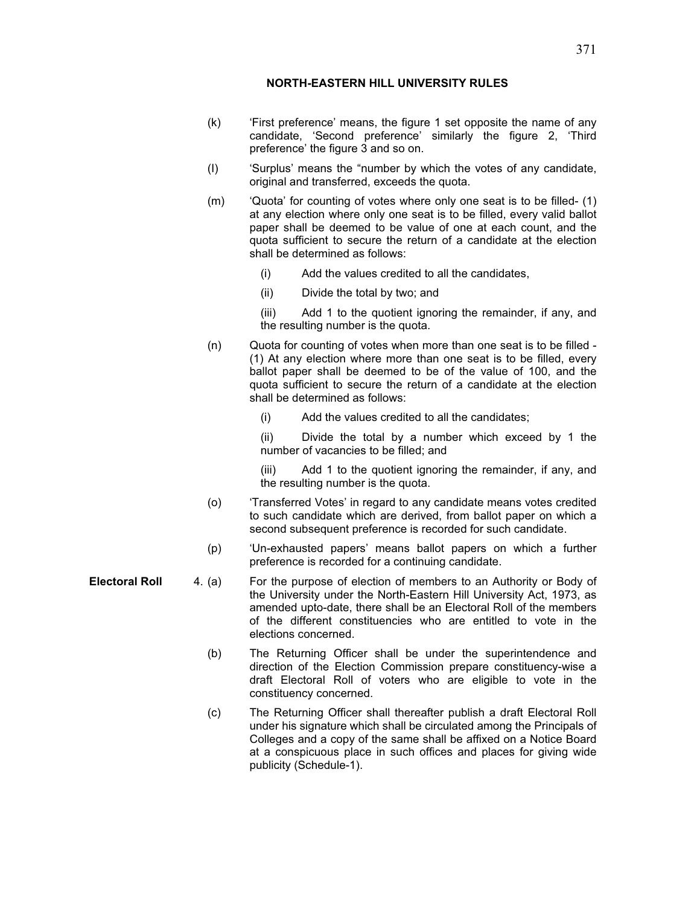## NORTH-EASTERN HILL UNIVERSITY RULES

(k) 'First preference' means, the figure 1 set opposite the name of any candidate, 'Second preference' similarly the figure 2, 'Third preference' the figure 3 and so on.

(l) 'Surplus' means the "number by which the votes of any candidate, original and transferred, exceeds the quota.

(m) 'Quota' for counting of votes where only one seat is to be filled- (1) at any election where only one seat is to be filled, every valid ballot paper shall be deemed to be value of one at each count, and the quota sufficient to secure the return of a candidate at the election shall be determined as follows:

- (i) Add the values credited to all the candidates,
- (ii) Divide the total by two; and
- (iii) Add 1 to the quotient ignoring the remainder, if any, and the resulting number is the quota.

(n) Quota for counting of votes when more than one seat is to be filled - (1) At any election where more than one seat is to be filled, every ballot paper shall be deemed to be of the value of 100, and the quota sufficient to secure the return of a candidate at the election shall be determined as follows:

- (i) Add the values credited to all the candidates;
- (ii) Divide the total by a number which exceed by 1 the number of vacancies to be filled; and
- (iii) Add 1 to the quotient ignoring the remainder, if any, and the resulting number is the quota.

(o) 'Transferred Votes' in regard to any candidate means votes credited to such candidate which are derived, from ballot paper on which a second subsequent preference is recorded for such candidate.

(p) 'Un-exhausted papers' means ballot papers on which a further preference is recorded for a continuing candidate.

**Electoral Roll**

4. (a) For the purpose of election of members to an Authority or Body of the University under the North-Eastern Hill University Act, 1973, as amended upto-date, there shall be an Electoral Roll of the members of the different constituencies who are entitled to vote in the elections concerned.

(b) The Returning Officer shall be under the superintendence and direction of the Election Commission prepare constituency-wise a draft Electoral Roll of voters who are eligible to vote in the constituency concerned.

(c) The Returning Officer shall thereafter publish a draft Electoral Roll under his signature which shall be circulated among the Principals of Colleges and a copy of the same shall be affixed on a Notice Board at a conspicuous place in such offices and places for giving wide publicity (Schedule-1).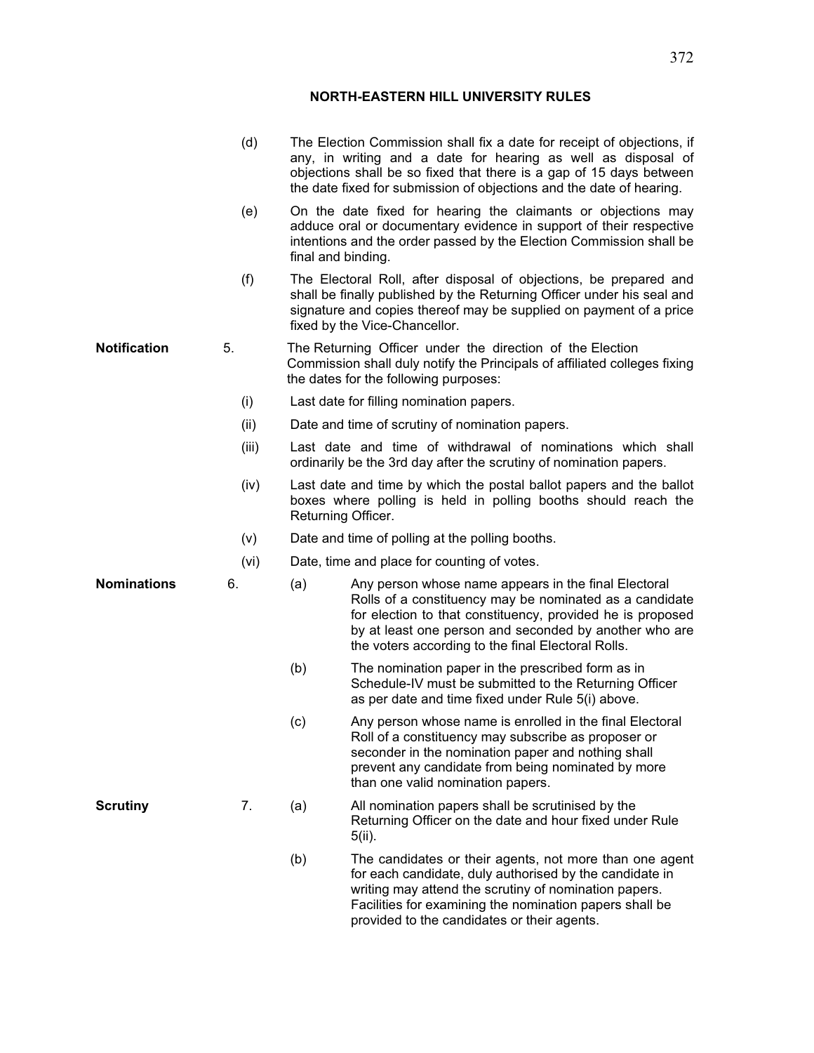## NORTH-EASTERN HILL UNIVERSITY RULES

(d) The Election Commission shall fix a date for receipt of objections, if any, in writing and a date for hearing as well as disposal of objections shall be so fixed that there is a gap of 15 days between the date fixed for submission of objections and the date of hearing.

(e) On the date fixed for hearing the claimants or objections may adduce oral or documentary evidence in support of their respective intentions and the order passed by the Election Commission shall be final and binding.

(f) The Electoral Roll, after disposal of objections, be prepared and shall be finally published by the Returning Officer under his seal and signature and copies thereof may be supplied on payment of a price fixed by the Vice-Chancellor.

**Notification**

5. The Returning Officer under the direction of the Election Commission shall duly notify the Principals of affiliated colleges fixing the dates for the following purposes:

(i) Last date for filling nomination papers.

(ii) Date and time of scrutiny of nomination papers.

(iii) Last date and time of withdrawal of nominations which shall ordinarily be the 3rd day after the scrutiny of nomination papers.

(iv) Last date and time by which the postal ballot papers and the ballot boxes where polling is held in polling booths should reach the Returning Officer.

(v) Date and time of polling at the polling booths.

(vi) Date, time and place for counting of votes.

**Nominations**

6. (a) Any person whose name appears in the final Electoral Rolls of a constituency may be nominated as a candidate for election to that constituency, provided he is proposed by at least one person and seconded by another who are the voters according to the final Electoral Rolls.

(b) The nomination paper in the prescribed form as in Schedule-IV must be submitted to the Returning Officer as per date and time fixed under Rule 5(i) above.

(c) Any person whose name is enrolled in the final Electoral Roll of a constituency may subscribe as proposer or seconder in the nomination paper and nothing shall prevent any candidate from being nominated by more than one valid nomination papers.

**Scrutiny**

7. (a) All nomination papers shall be scrutinised by the Returning Officer on the date and hour fixed under Rule 5(ii).

(b) The candidates or their agents, not more than one agent for each candidate, duly authorised by the candidate in writing may attend the scrutiny of nomination papers. Facilities for examining the nomination papers shall be provided to the candidates or their agents.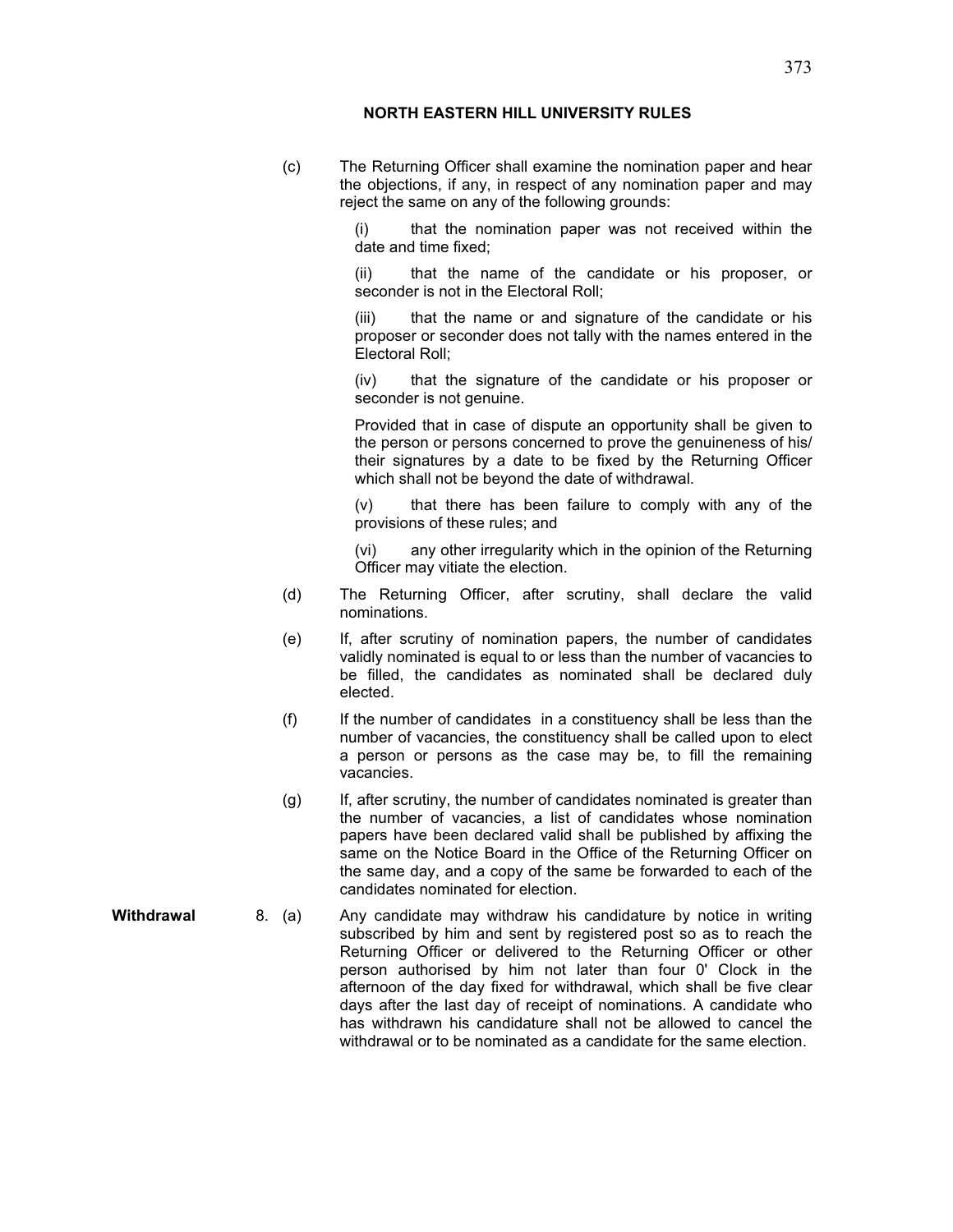**NORTH EASTERN HILL UNIVERSITY RULES**

(c) The Returning Officer shall examine the nomination paper and hear the objections, if any, in respect of any nomination paper and may reject the same on any of the following grounds:

(i) that the nomination paper was not received within the date and time fixed;

(ii) that the name of the candidate or his proposer, or seconder is not in the Electoral Roll;

(iii) that the name or and signature of the candidate or his proposer or seconder does not tally with the names entered in the Electoral Roll;

(iv) that the signature of the candidate or his proposer or seconder is not genuine.

Provided that in case of dispute an opportunity shall be given to the person or persons concerned to prove the genuineness of his/ their signatures by a date to be fixed by the Returning Officer which shall not be beyond the date of withdrawal.

(v) that there has been failure to comply with any of the provisions of these rules; and

(vi) any other irregularity which in the opinion of the Returning Officer may vitiate the election.

(d) The Returning Officer, after scrutiny, shall declare the valid nominations.

(e) If, after scrutiny of nomination papers, the number of candidates validly nominated is equal to or less than the number of vacancies to be filled, the candidates as nominated shall be declared duly elected.

(f) If the number of candidates in a constituency shall be less than the number of vacancies, the constituency shall be called upon to elect a person or persons as the case may be, to fill the remaining vacancies.

(g) If, after scrutiny, the number of candidates nominated is greater than the number of vacancies, a list of candidates whose nomination papers have been declared valid shall be published by affixing the same on the Notice Board in the Office of the Returning Officer on the same day, and a copy of the same be forwarded to each of the candidates nominated for election.

**Withdrawal**

8. (a) Any candidate may withdraw his candidature by notice in writing subscribed by him and sent by registered post so as to reach the Returning Officer or delivered to the Returning Officer or other person authorised by him not later than four 0' Clock in the afternoon of the day fixed for withdrawal, which shall be five clear days after the last day of receipt of nominations. A candidate who has withdrawn his candidature shall not be allowed to cancel the withdrawal or to be nominated as a candidate for the same election.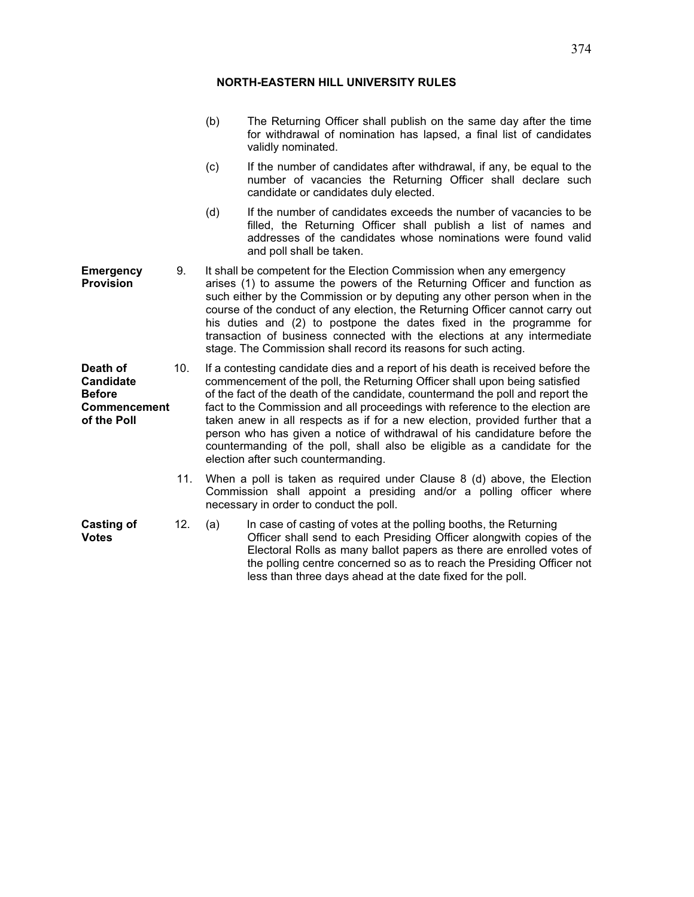(b) The Returning Officer shall publish on the same day after the time for withdrawal of nomination has lapsed, a final list of candidates validly nominated.

(c) If the number of candidates after withdrawal, if any, be equal to the number of vacancies the Returning Officer shall declare such candidate or candidates duly elected.

(d) If the number of candidates exceeds the number of vacancies to be filled, the Returning Officer shall publish a list of names and addresses of the candidates whose nominations were found valid and poll shall be taken.

**Emergency Provision**

9. It shall be competent for the Election Commission when any emergency arises (1) to assume the powers of the Returning Officer and function as such either by the Commission or by deputing any other person when in the course of the conduct of any election, the Returning Officer cannot carry out his duties and (2) to postpone the dates fixed in the programme for transaction of business connected with the elections at any intermediate stage. The Commission shall record its reasons for such acting.

**Death of Candidate Before Commencement of the Poll**

10. If a contesting candidate dies and a report of his death is received before the commencement of the poll, the Returning Officer shall upon being satisfied of the fact of the death of the candidate, countermand the poll and report the fact to the Commission and all proceedings with reference to the election are taken anew in all respects as if for a new election, provided further that a person who has given a notice of withdrawal of his candidature before the countermanding of the poll, shall also be eligible as a candidate for the election after such countermanding.

11. When a poll is taken as required under Clause 8 (d) above, the Election Commission shall appoint a presiding and/or a polling officer where necessary in order to conduct the poll.

**Casting of Votes**

12. (a) In case of casting of votes at the polling booths, the Returning Officer shall send to each Presiding Officer alongwith copies of the Electoral Rolls as many ballot papers as there are enrolled votes of the polling centre concerned so as to reach the Presiding Officer not less than three days ahead at the date fixed for the poll.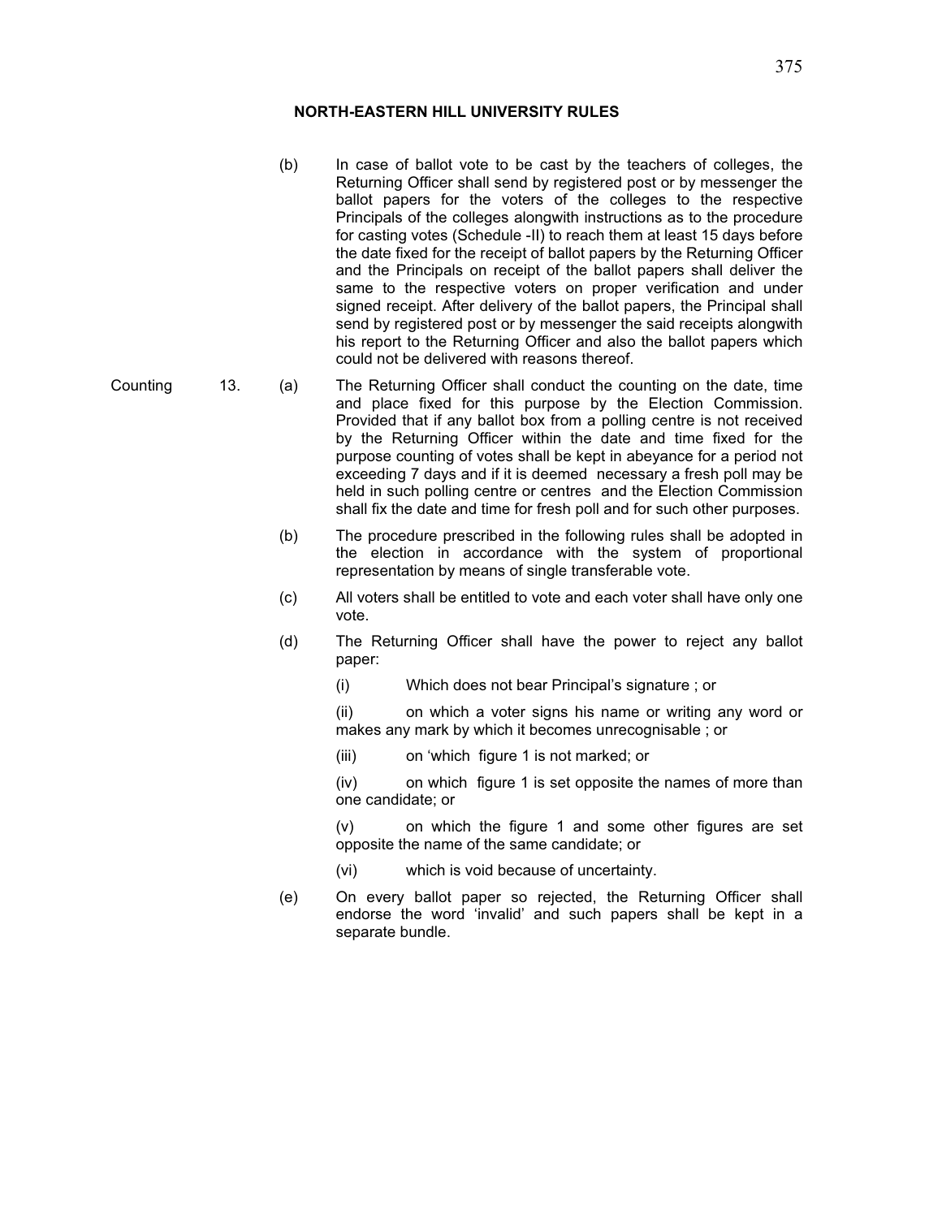**NORTH-EASTERN HILL UNIVERSITY RULES**

(b) In case of ballot vote to be cast by the teachers of colleges, the Returning Officer shall send by registered post or by messenger the ballot papers for the voters of the colleges to the respective Principals of the colleges alongwith instructions as to the procedure for casting votes (Schedule -II) to reach them at least 15 days before the date fixed for the receipt of ballot papers by the Returning Officer and the Principals on receipt of the ballot papers shall deliver the same to the respective voters on proper verification and under signed receipt. After delivery of the ballot papers, the Principal shall send by registered post or by messenger the said receipts alongwith his report to the Returning Officer and also the ballot papers which could not be delivered with reasons thereof.

Counting 13. (a) The Returning Officer shall conduct the counting on the date, time and place fixed for this purpose by the Election Commission. Provided that if any ballot box from a polling centre is not received by the Returning Officer within the date and time fixed for the purpose counting of votes shall be kept in abeyance for a period not exceeding 7 days and if it is deemed necessary a fresh poll may be held in such polling centre or centres and the Election Commission shall fix the date and time for fresh poll and for such other purposes.

(b) The procedure prescribed in the following rules shall be adopted in the election in accordance with the system of proportional representation by means of single transferable vote.

(c) All voters shall be entitled to vote and each voter shall have only one vote.

(d) The Returning Officer shall have the power to reject any ballot paper:

(i) Which does not bear Principal's signature ; or

(ii) on which a voter signs his name or writing any word or makes any mark by which it becomes unrecognisable ; or

(iii) on 'which figure 1 is not marked; or

(iv) on which figure 1 is set opposite the names of more than one candidate; or

(v) on which the figure 1 and some other figures are set opposite the name of the same candidate; or

(vi) which is void because of uncertainty.

(e) On every ballot paper so rejected, the Returning Officer shall endorse the word 'invalid' and such papers shall be kept in a separate bundle.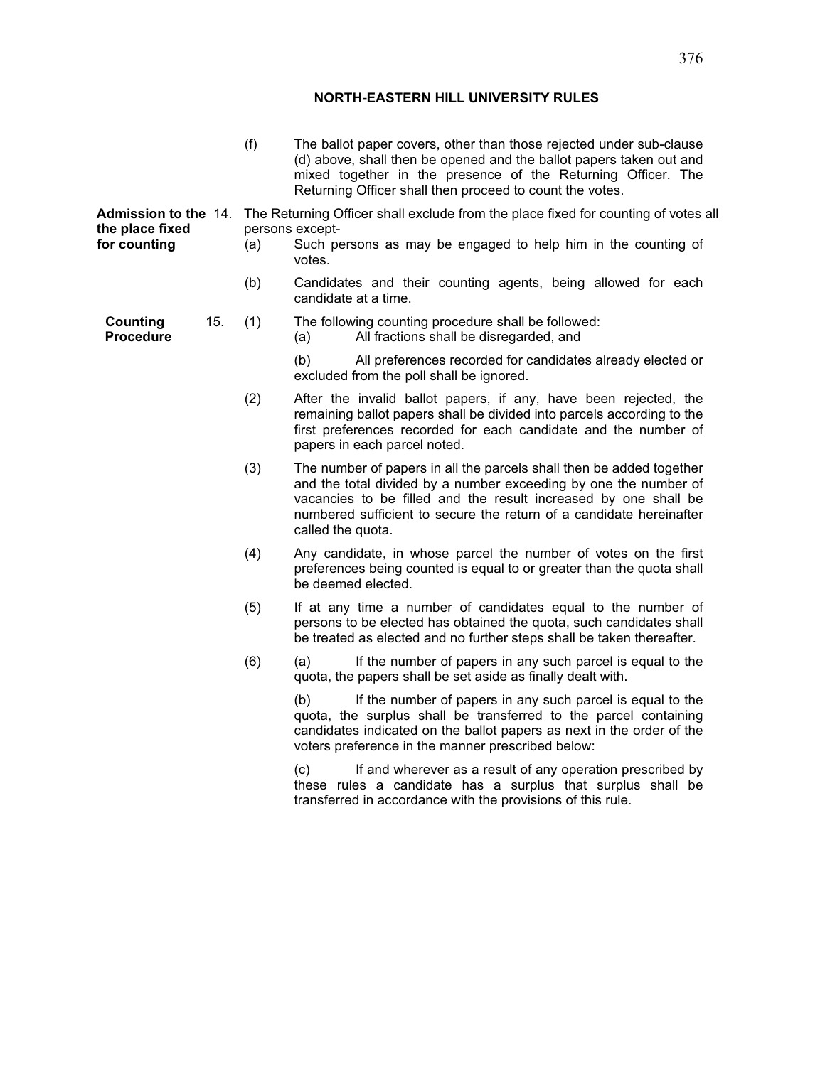**NORTH-EASTERN HILL UNIVERSITY RULES**

(f) The ballot paper covers, other than those rejected under sub-clause (d) above, shall then be opened and the ballot papers taken out and mixed together in the presence of the Returning Officer. The Returning Officer shall then proceed to count the votes.

**Admission to the the place fixed for counting**

14. The Returning Officer shall exclude from the place fixed for counting of votes all persons except-

(a) Such persons as may be engaged to help him in the counting of votes.

(b) Candidates and their counting agents, being allowed for each candidate at a time.

**Counting Procedure**

15. (1) The following counting procedure shall be followed:

(a) All fractions shall be disregarded, and

(b) All preferences recorded for candidates already elected or excluded from the poll shall be ignored.

(2) After the invalid ballot papers, if any, have been rejected, the remaining ballot papers shall be divided into parcels according to the first preferences recorded for each candidate and the number of papers in each parcel noted.

(3) The number of papers in all the parcels shall then be added together and the total divided by a number exceeding by one the number of vacancies to be filled and the result increased by one shall be numbered sufficient to secure the return of a candidate hereinafter called the quota.

(4) Any candidate, in whose parcel the number of votes on the first preferences being counted is equal to or greater than the quota shall be deemed elected.

(5) If at any time a number of candidates equal to the number of persons to be elected has obtained the quota, such candidates shall be treated as elected and no further steps shall be taken thereafter.

(6) (a) If the number of papers in any such parcel is equal to the quota, the papers shall be set aside as finally dealt with.

(b) If the number of papers in any such parcel is equal to the quota, the surplus shall be transferred to the parcel containing candidates indicated on the ballot papers as next in the order of the voters preference in the manner prescribed below:

(c) If and wherever as a result of any operation prescribed by these rules a candidate has a surplus that surplus shall be transferred in accordance with the provisions of this rule.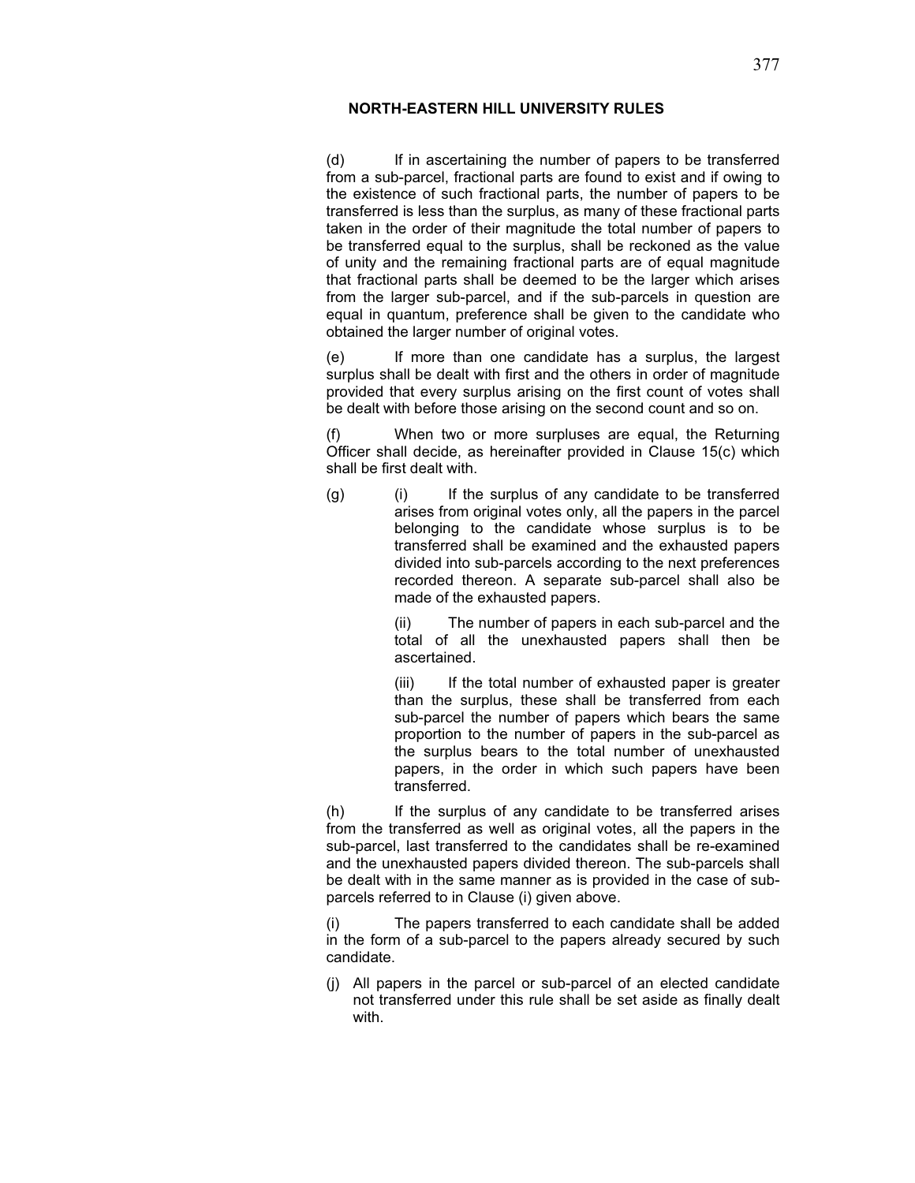**NORTH-EASTERN HILL UNIVERSITY RULES**

(d) If in ascertaining the number of papers to be transferred from a sub-parcel, fractional parts are found to exist and if owing to the existence of such fractional parts, the number of papers to be transferred is less than the surplus, as many of these fractional parts taken in the order of their magnitude the total number of papers to be transferred equal to the surplus, shall be reckoned as the value of unity and the remaining fractional parts are of equal magnitude that fractional parts shall be deemed to be the larger which arises from the larger sub-parcel, and if the sub-parcels in question are equal in quantum, preference shall be given to the candidate who obtained the larger number of original votes.

(e) If more than one candidate has a surplus, the largest surplus shall be dealt with first and the others in order of magnitude provided that every surplus arising on the first count of votes shall be dealt with before those arising on the second count and so on.

(f) When two or more surpluses are equal, the Returning Officer shall decide, as hereinafter provided in Clause 15(c) which shall be first dealt with.

(g) (i) If the surplus of any candidate to be transferred arises from original votes only, all the papers in the parcel belonging to the candidate whose surplus is to be transferred shall be examined and the exhausted papers divided into sub-parcels according to the next preferences recorded thereon. A separate sub-parcel shall also be made of the exhausted papers.

(ii) The number of papers in each sub-parcel and the total of all the unexhausted papers shall then be ascertained.

(iii) If the total number of exhausted paper is greater than the surplus, these shall be transferred from each sub-parcel the number of papers which bears the same proportion to the number of papers in the sub-parcel as the surplus bears to the total number of unexhausted papers, in the order in which such papers have been transferred.

(h) If the surplus of any candidate to be transferred arises from the transferred as well as original votes, all the papers in the sub-parcel, last transferred to the candidates shall be re-examined and the unexhausted papers divided thereon. The sub-parcels shall be dealt with in the same manner as is provided in the case of sub-parcels referred to in Clause (i) given above.

(i) The papers transferred to each candidate shall be added in the form of a sub-parcel to the papers already secured by such candidate.

(j) All papers in the parcel or sub-parcel of an elected candidate not transferred under this rule shall be set aside as finally dealt with.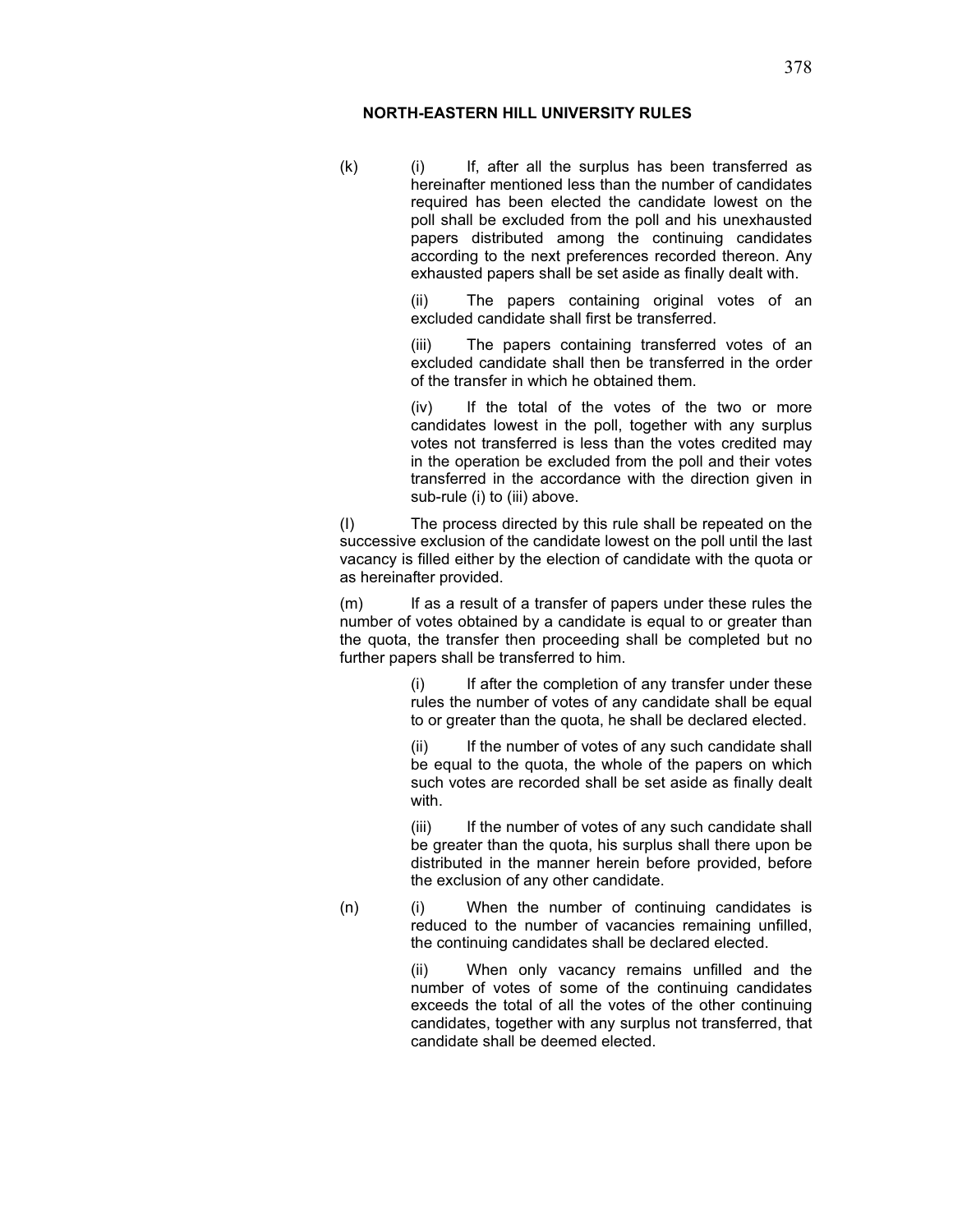**NORTH-EASTERN HILL UNIVERSITY RULES**

(k) (i) If, after all the surplus has been transferred as hereinafter mentioned less than the number of candidates required has been elected the candidate lowest on the poll shall be excluded from the poll and his unexhausted papers distributed among the continuing candidates according to the next preferences recorded thereon. Any exhausted papers shall be set aside as finally dealt with.

(ii) The papers containing original votes of an excluded candidate shall first be transferred.

(iii) The papers containing transferred votes of an excluded candidate shall then be transferred in the order of the transfer in which he obtained them.

(iv) If the total of the votes of the two or more candidates lowest in the poll, together with any surplus votes not transferred is less than the votes credited may in the operation be excluded from the poll and their votes transferred in the accordance with the direction given in sub-rule (i) to (iii) above.

(l) The process directed by this rule shall be repeated on the successive exclusion of the candidate lowest on the poll until the last vacancy is filled either by the election of candidate with the quota or as hereinafter provided.

(m) If as a result of a transfer of papers under these rules the number of votes obtained by a candidate is equal to or greater than the quota, the transfer then proceeding shall be completed but no further papers shall be transferred to him.

(i) If after the completion of any transfer under these rules the number of votes of any candidate shall be equal to or greater than the quota, he shall be declared elected.

(ii) If the number of votes of any such candidate shall be equal to the quota, the whole of the papers on which such votes are recorded shall be set aside as finally dealt with.

(iii) If the number of votes of any such candidate shall be greater than the quota, his surplus shall there upon be distributed in the manner herein before provided, before the exclusion of any other candidate.

(n) (i) When the number of continuing candidates is reduced to the number of vacancies remaining unfilled, the continuing candidates shall be declared elected.

(ii) When only vacancy remains unfilled and the number of votes of some of the continuing candidates exceeds the total of all the votes of the other continuing candidates, together with any surplus not transferred, that candidate shall be deemed elected.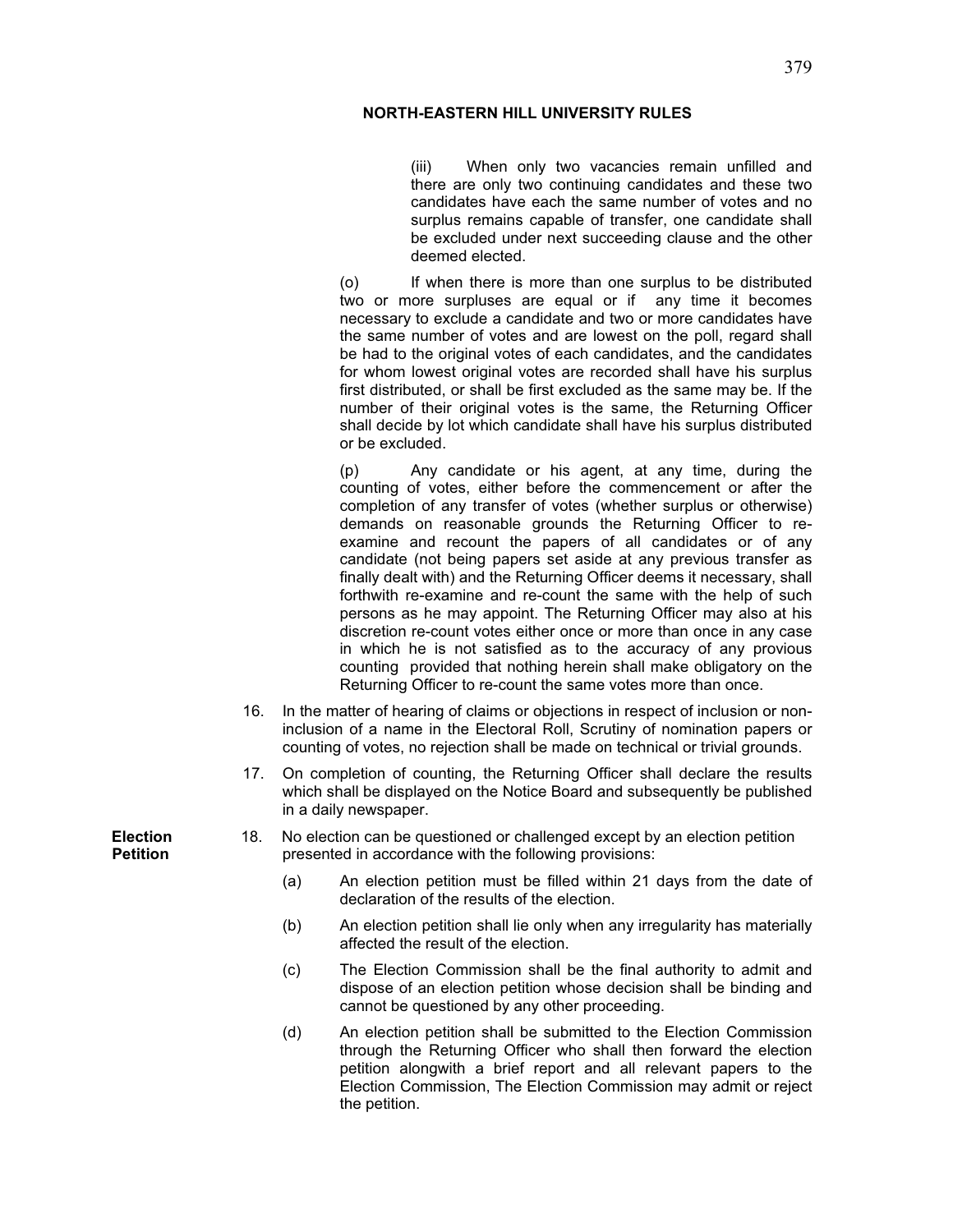(iii) When only two vacancies remain unfilled and there are only two continuing candidates and these two candidates have each the same number of votes and no surplus remains capable of transfer, one candidate shall be excluded under next succeeding clause and the other deemed elected.

(o) If when there is more than one surplus to be distributed two or more surpluses are equal or if any time it becomes necessary to exclude a candidate and two or more candidates have the same number of votes and are lowest on the poll, regard shall be had to the original votes of each candidates, and the candidates for whom lowest original votes are recorded shall have his surplus first distributed, or shall be first excluded as the same may be. If the number of their original votes is the same, the Returning Officer shall decide by lot which candidate shall have his surplus distributed or be excluded.

(p) Any candidate or his agent, at any time, during the counting of votes, either before the commencement or after the completion of any transfer of votes (whether surplus or otherwise) demands on reasonable grounds the Returning Officer to re-examine and recount the papers of all candidates or of any candidate (not being papers set aside at any previous transfer as finally dealt with) and the Returning Officer deems it necessary, shall forthwith re-examine and re-count the same with the help of such persons as he may appoint. The Returning Officer may also at his discretion re-count votes either once or more than once in any case in which he is not satisfied as to the accuracy of any provious counting provided that nothing herein shall make obligatory on the Returning Officer to re-count the same votes more than once.

16. In the matter of hearing of claims or objections in respect of inclusion or non-inclusion of a name in the Electoral Roll, Scrutiny of nomination papers or counting of votes, no rejection shall be made on technical or trivial grounds.

17. On completion of counting, the Returning Officer shall declare the results which shall be displayed on the Notice Board and subsequently be published in a daily newspaper.

**Election Petition**

18. No election can be questioned or challenged except by an election petition presented in accordance with the following provisions:

(a) An election petition must be filled within 21 days from the date of declaration of the results of the election.

(b) An election petition shall lie only when any irregularity has materially affected the result of the election.

(c) The Election Commission shall be the final authority to admit and dispose of an election petition whose decision shall be binding and cannot be questioned by any other proceeding.

(d) An election petition shall be submitted to the Election Commission through the Returning Officer who shall then forward the election petition alongwith a brief report and all relevant papers to the Election Commission, The Election Commission may admit or reject the petition.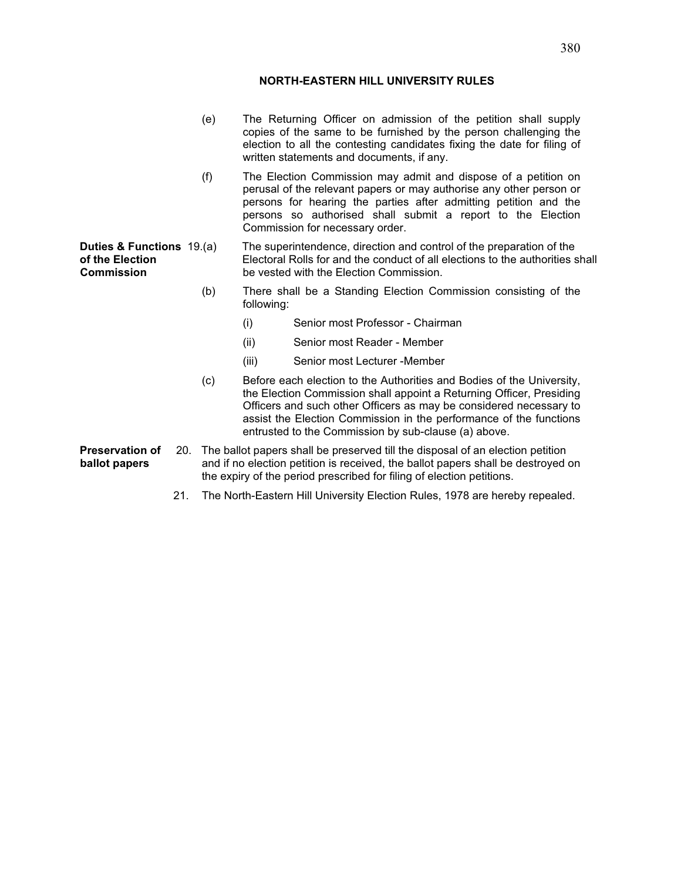(e) The Returning Officer on admission of the petition shall supply copies of the same to be furnished by the person challenging the election to all the contesting candidates fixing the date for filing of written statements and documents, if any.

(f) The Election Commission may admit and dispose of a petition on perusal of the relevant papers or may authorise any other person or persons for hearing the parties after admitting petition and the persons so authorised shall submit a report to the Election Commission for necessary order.

**Duties & Functions of the Election Commission**

19.(a) The superintendence, direction and control of the preparation of the Electoral Rolls for and the conduct of all elections to the authorities shall be vested with the Election Commission.

(b) There shall be a Standing Election Commission consisting of the following:

(i) Senior most Professor - Chairman

(ii) Senior most Reader - Member

(iii) Senior most Lecturer -Member

(c) Before each election to the Authorities and Bodies of the University, the Election Commission shall appoint a Returning Officer, Presiding Officers and such other Officers as may be considered necessary to assist the Election Commission in the performance of the functions entrusted to the Commission by sub-clause (a) above.

**Preservation of ballot papers**

20. The ballot papers shall be preserved till the disposal of an election petition and if no election petition is received, the ballot papers shall be destroyed on the expiry of the period prescribed for filing of election petitions.

21. The North-Eastern Hill University Election Rules, 1978 are hereby repealed.